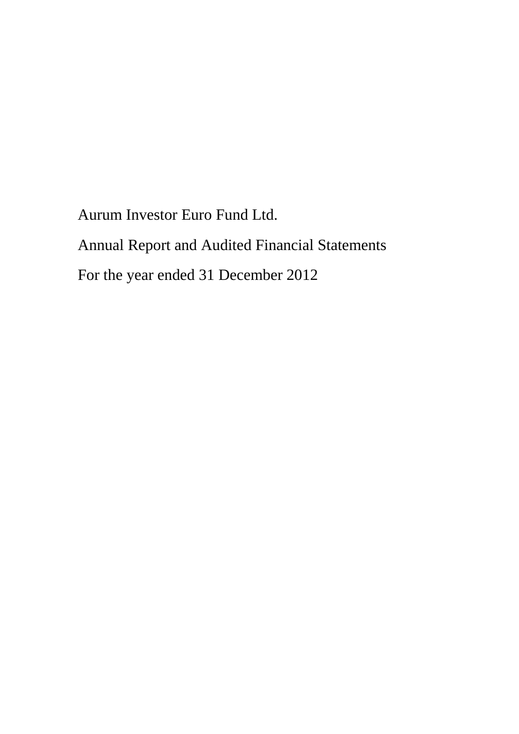# Aurum Investor Euro Fund Ltd.

## Annual Report and Audited Financial Statements

## For the year ended 31 December 2012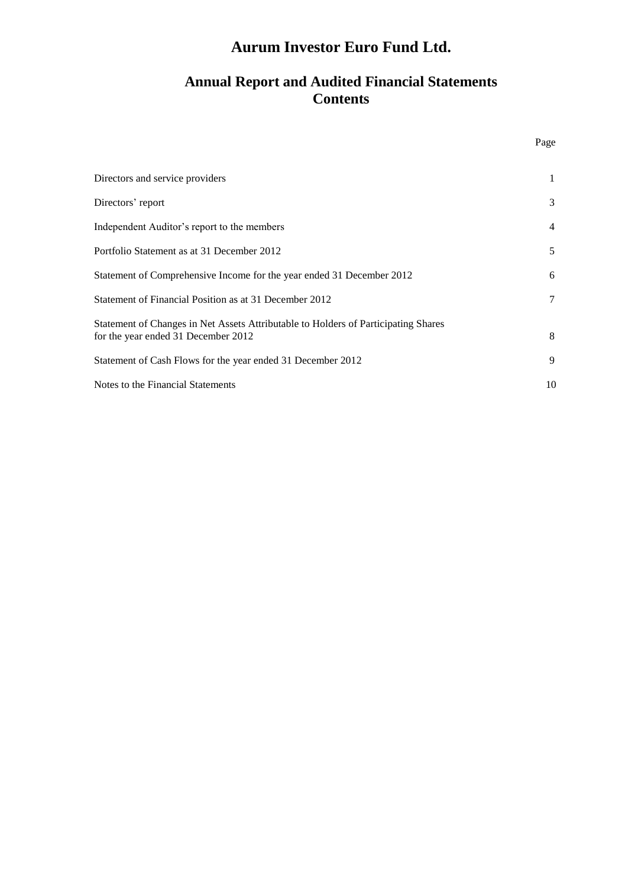# Aurum Investor Euro Fund Ltd.

## Annual Report and Audited Financial Statements Contents

| | Page |
|---|---|
| Directors and service providers | 1 |
| Directors' report | 3 |
| Independent Auditor's report to the members | 4 |
| Portfolio Statement as at 31 December 2012 | 5 |
| Statement of Comprehensive Income for the year ended 31 December 2012 | 6 |
| Statement of Financial Position as at 31 December 2012 | 7 |
| Statement of Changes in Net Assets Attributable to Holders of Participating Shares for the year ended 31 December 2012 | 8 |
| Statement of Cash Flows for the year ended 31 December 2012 | 9 |
| Notes to the Financial Statements | 10 |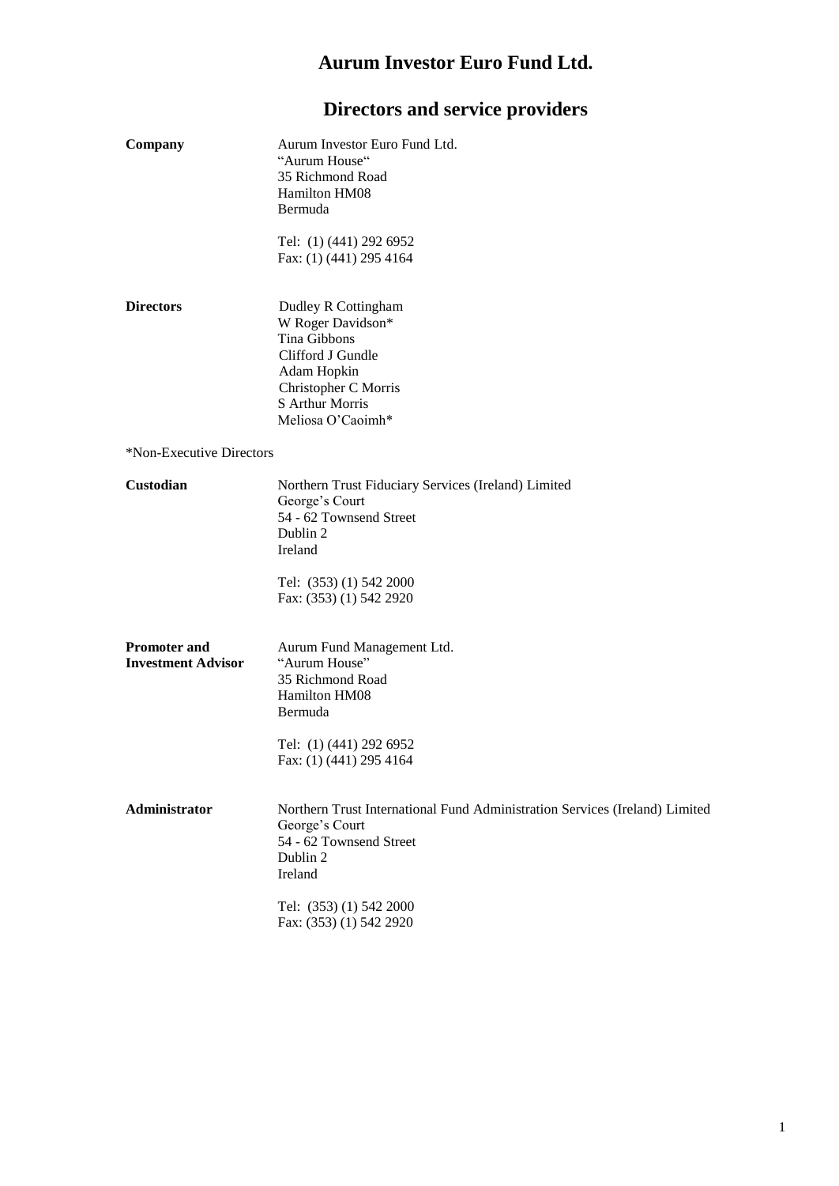# Aurum Investor Euro Fund Ltd.

## Directors and service providers

**Company**

Aurum Investor Euro Fund Ltd.
"Aurum House"
35 Richmond Road
Hamilton HM08
Bermuda

Tel: (1) (441) 292 6952
Fax: (1) (441) 295 4164

**Directors**

Dudley R Cottingham
W Roger Davidson*
Tina Gibbons
Clifford J Gundle
Adam Hopkin
Christopher C Morris
S Arthur Morris
Meliosa O'Caoimh*

*Non-Executive Directors

**Custodian**

Northern Trust Fiduciary Services (Ireland) Limited
George's Court
54 - 62 Townsend Street
Dublin 2
Ireland

Tel: (353) (1) 542 2000
Fax: (353) (1) 542 2920

**Promoter and Investment Advisor**

Aurum Fund Management Ltd.
"Aurum House"
35 Richmond Road
Hamilton HM08
Bermuda

Tel: (1) (441) 292 6952
Fax: (1) (441) 295 4164

**Administrator**

Northern Trust International Fund Administration Services (Ireland) Limited
George's Court
54 - 62 Townsend Street
Dublin 2
Ireland

Tel: (353) (1) 542 2000
Fax: (353) (1) 542 2920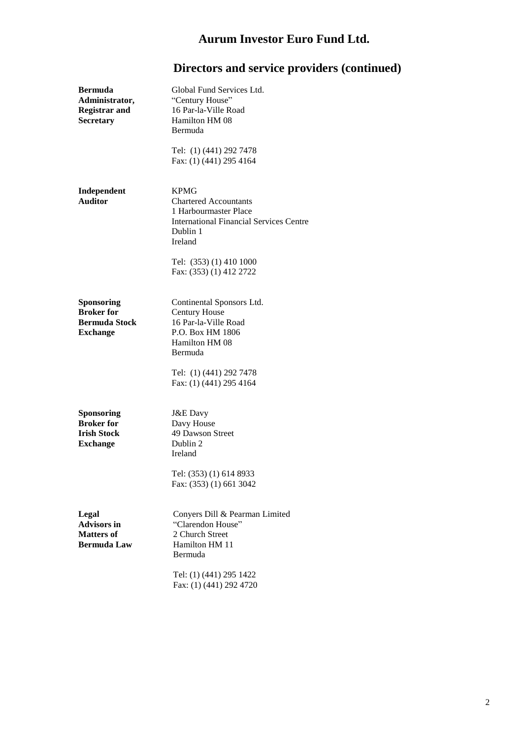# Aurum Investor Euro Fund Ltd.

## Directors and service providers (continued)

**Bermuda Administrator, Registrar and Secretary**

Global Fund Services Ltd.
"Century House"
16 Par-la-Ville Road
Hamilton HM 08
Bermuda

Tel: (1) (441) 292 7478
Fax: (1) (441) 295 4164

**Independent Auditor**

KPMG
Chartered Accountants
1 Harbourmaster Place
International Financial Services Centre
Dublin 1
Ireland

Tel: (353) (1) 410 1000
Fax: (353) (1) 412 2722

**Sponsoring Broker for Bermuda Stock Exchange**

Continental Sponsors Ltd.
Century House
16 Par-la-Ville Road
P.O. Box HM 1806
Hamilton HM 08
Bermuda

Tel: (1) (441) 292 7478
Fax: (1) (441) 295 4164

**Sponsoring Broker for Irish Stock Exchange**

J&E Davy
Davy House
49 Dawson Street
Dublin 2
Ireland

Tel: (353) (1) 614 8933
Fax: (353) (1) 661 3042

**Legal Advisors in Matters of Bermuda Law**

Conyers Dill & Pearman Limited
"Clarendon House"
2 Church Street
Hamilton HM 11
Bermuda

Tel: (1) (441) 295 1422
Fax: (1) (441) 292 4720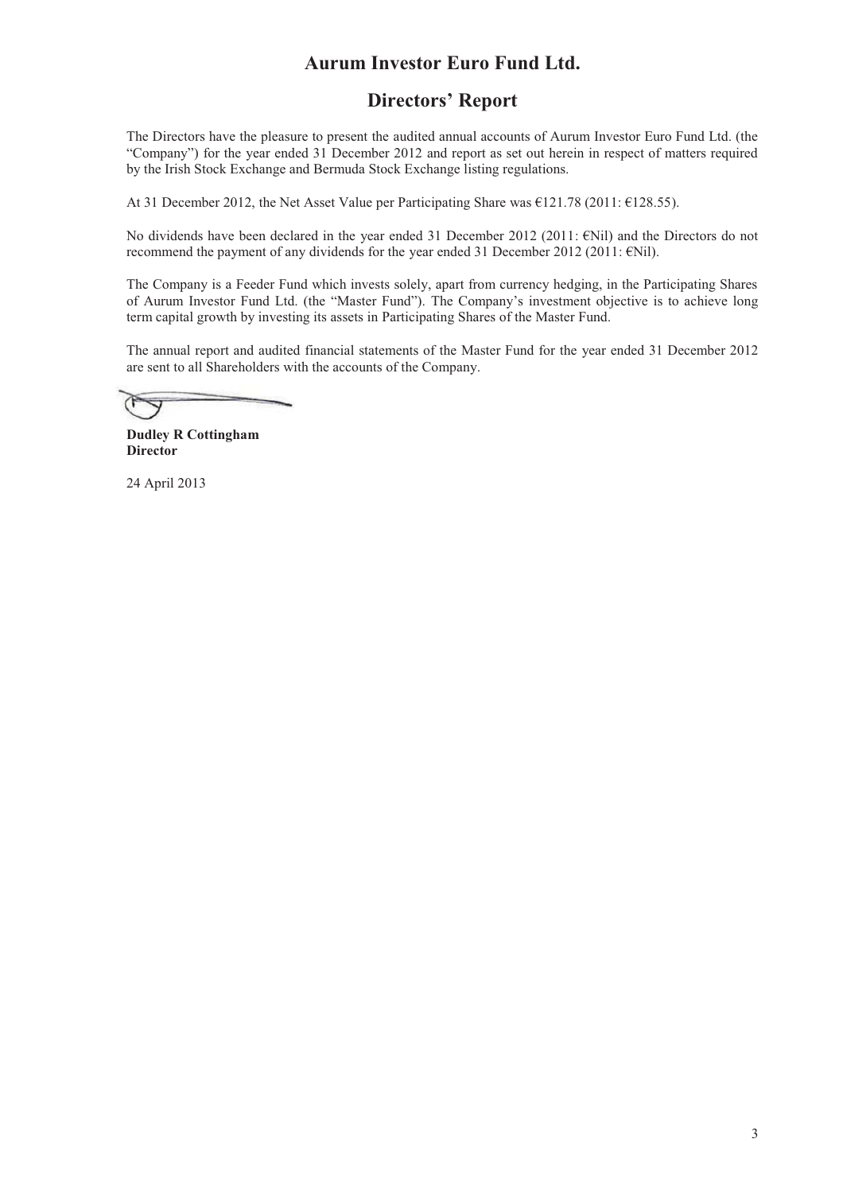# Aurum Investor Euro Fund Ltd.

## Directors' Report

The Directors have the pleasure to present the audited annual accounts of Aurum Investor Euro Fund Ltd. (the "Company") for the year ended 31 December 2012 and report as set out herein in respect of matters required by the Irish Stock Exchange and Bermuda Stock Exchange listing regulations.

At 31 December 2012, the Net Asset Value per Participating Share was €121.78 (2011: €128.55).

No dividends have been declared in the year ended 31 December 2012 (2011: €Nil) and the Directors do not recommend the payment of any dividends for the year ended 31 December 2012 (2011: €Nil).

The Company is a Feeder Fund which invests solely, apart from currency hedging, in the Participating Shares of Aurum Investor Fund Ltd. (the "Master Fund"). The Company's investment objective is to achieve long term capital growth by investing its assets in Participating Shares of the Master Fund.

The annual report and audited financial statements of the Master Fund for the year ended 31 December 2012 are sent to all Shareholders with the accounts of the Company.

**Dudley R Cottingham**
**Director**

24 April 2013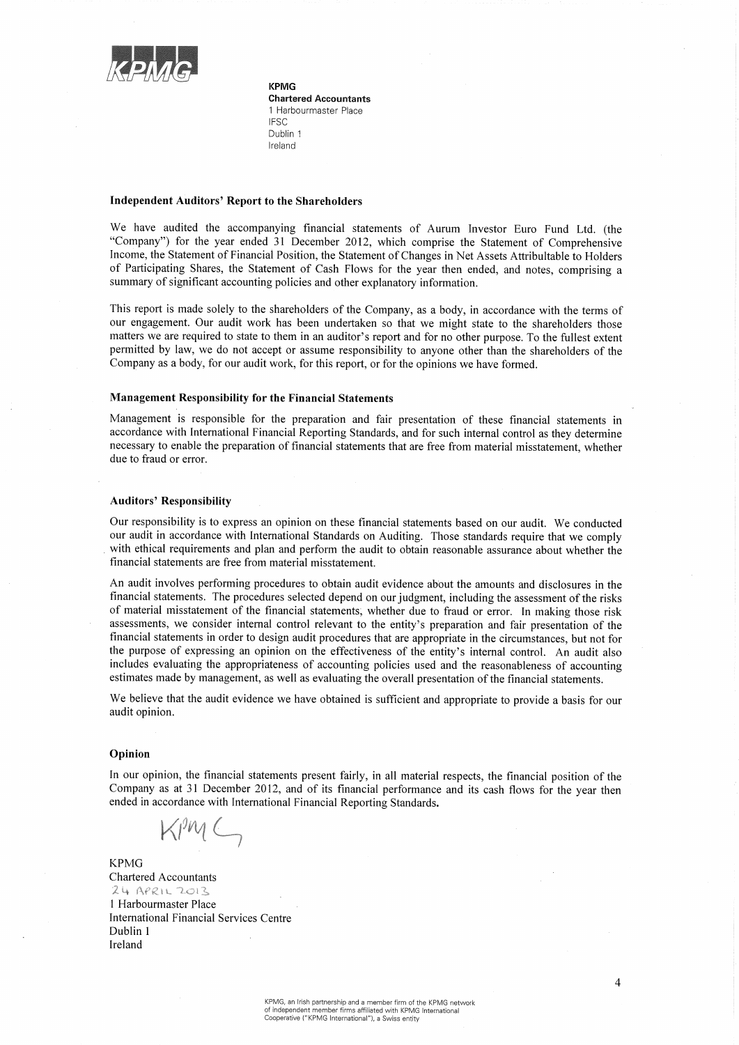KPMG
**Chartered Accountants**
1 Harbourmaster Place
IFSC
Dublin 1
Ireland

## Independent Auditors' Report to the Shareholders

We have audited the accompanying financial statements of Aurum Investor Euro Fund Ltd. (the "Company") for the year ended 31 December 2012, which comprise the Statement of Comprehensive Income, the Statement of Financial Position, the Statement of Changes in Net Assets Attributable to Holders of Participating Shares, the Statement of Cash Flows for the year then ended, and notes, comprising a summary of significant accounting policies and other explanatory information.

This report is made solely to the shareholders of the Company, as a body, in accordance with the terms of our engagement. Our audit work has been undertaken so that we might state to the shareholders those matters we are required to state to them in an auditor's report and for no other purpose. To the fullest extent permitted by law, we do not accept or assume responsibility to anyone other than the shareholders of the Company as a body, for our audit work, for this report, or for the opinions we have formed.

### Management Responsibility for the Financial Statements

Management is responsible for the preparation and fair presentation of these financial statements in accordance with International Financial Reporting Standards, and for such internal control as they determine necessary to enable the preparation of financial statements that are free from material misstatement, whether due to fraud or error.

### Auditors' Responsibility

Our responsibility is to express an opinion on these financial statements based on our audit. We conducted our audit in accordance with International Standards on Auditing. Those standards require that we comply with ethical requirements and plan and perform the audit to obtain reasonable assurance about whether the financial statements are free from material misstatement.

An audit involves performing procedures to obtain audit evidence about the amounts and disclosures in the financial statements. The procedures selected depend on our judgment, including the assessment of the risks of material misstatement of the financial statements, whether due to fraud or error. In making those risk assessments, we consider internal control relevant to the entity's preparation and fair presentation of the financial statements in order to design audit procedures that are appropriate in the circumstances, but not for the purpose of expressing an opinion on the effectiveness of the entity's internal control. An audit also includes evaluating the appropriateness of accounting policies used and the reasonableness of accounting estimates made by management, as well as evaluating the overall presentation of the financial statements.

We believe that the audit evidence we have obtained is sufficient and appropriate to provide a basis for our audit opinion.

### Opinion

In our opinion, the financial statements present fairly, in all material respects, the financial position of the Company as at 31 December 2012, and of its financial performance and its cash flows for the year then ended in accordance with International Financial Reporting Standards.

KPMG

KPMG
Chartered Accountants
24 APRIL 2013
1 Harbourmaster Place
International Financial Services Centre
Dublin 1
Ireland

KPMG, an Irish partnership and a member firm of the KPMG network of independent member firms affiliated with KPMG International Cooperative ("KPMG International"), a Swiss entity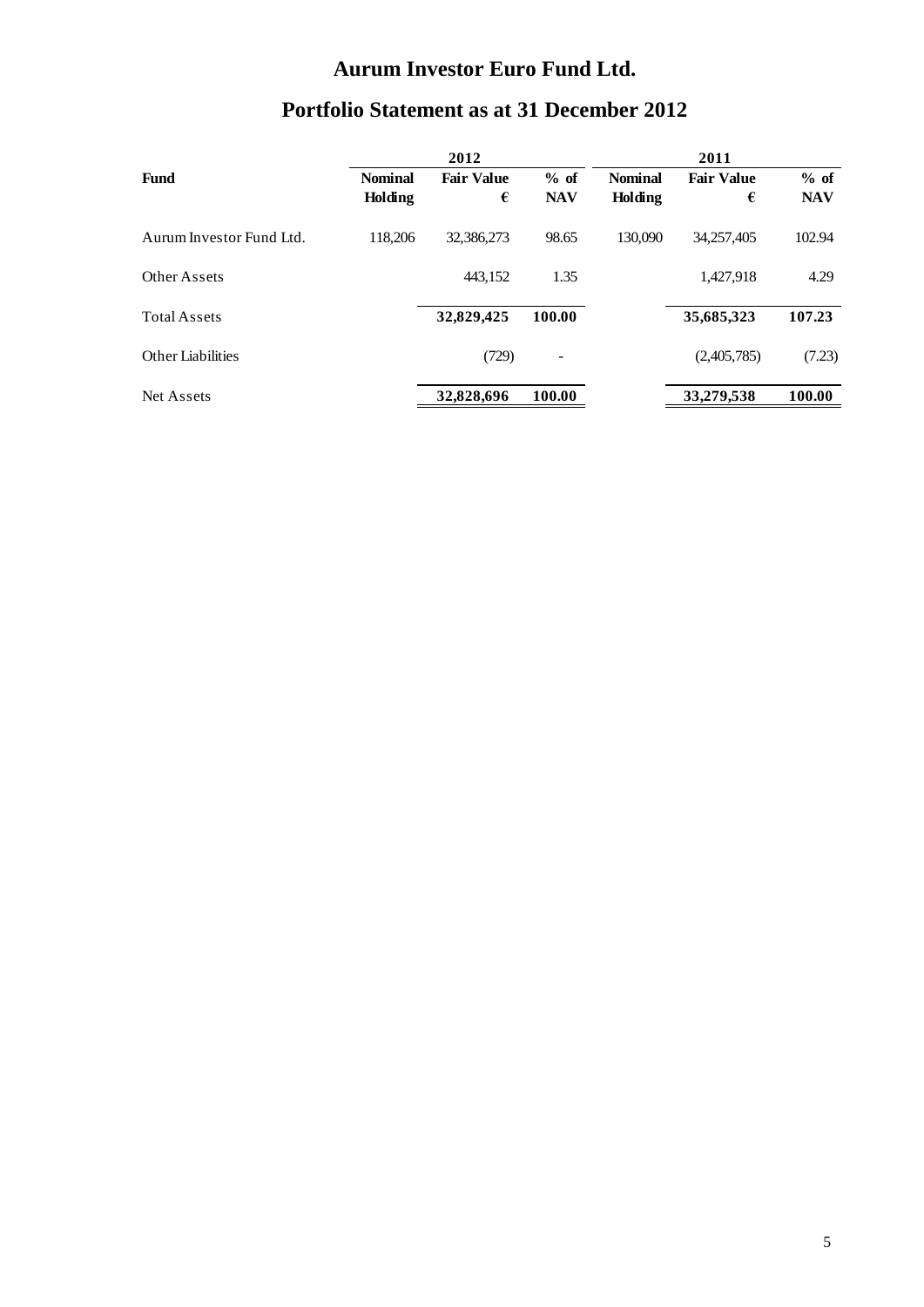# Aurum Investor Euro Fund Ltd.

## Portfolio Statement as at 31 December 2012

| Fund | 2012 Nominal Holding | 2012 Fair Value € | 2012 % of NAV | 2011 Nominal Holding | 2011 Fair Value € | 2011 % of NAV |
|---|---|---|---|---|---|---|
| Aurum Investor Fund Ltd. | 118,206 | 32,386,273 | 98.65 | 130,090 | 34,257,405 | 102.94 |
| Other Assets | | 443,152 | 1.35 | | 1,427,918 | 4.29 |
| Total Assets | | **32,829,425** | **100.00** | | **35,685,323** | **107.23** |
| Other Liabilities | | (729) | - | | (2,405,785) | (7.23) |
| Net Assets | | **32,828,696** | **100.00** | | **33,279,538** | **100.00** |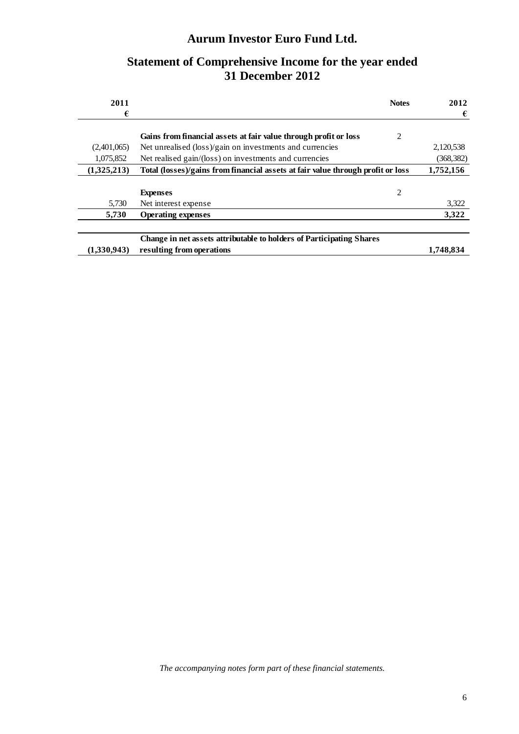# Aurum Investor Euro Fund Ltd.

## Statement of Comprehensive Income for the year ended 31 December 2012

| 2011 € | | Notes | 2012 € |
|---|---|---|---|
| | **Gains from financial assets at fair value through profit or loss** | 2 | |
| (2,401,065) | Net unrealised (loss)/gain on investments and currencies | | 2,120,538 |
| 1,075,852 | Net realised gain/(loss) on investments and currencies | | (368,382) |
| **(1,325,213)** | **Total (losses)/gains from financial assets at fair value through profit or loss** | | **1,752,156** |
| | **Expenses** | 2 | |
| 5,730 | Net interest expense | | 3,322 |
| **5,730** | **Operating expenses** | | **3,322** |
| **(1,330,943)** | **Change in net assets attributable to holders of Participating Shares resulting from operations** | | **1,748,834** |

*The accompanying notes form part of these financial statements.*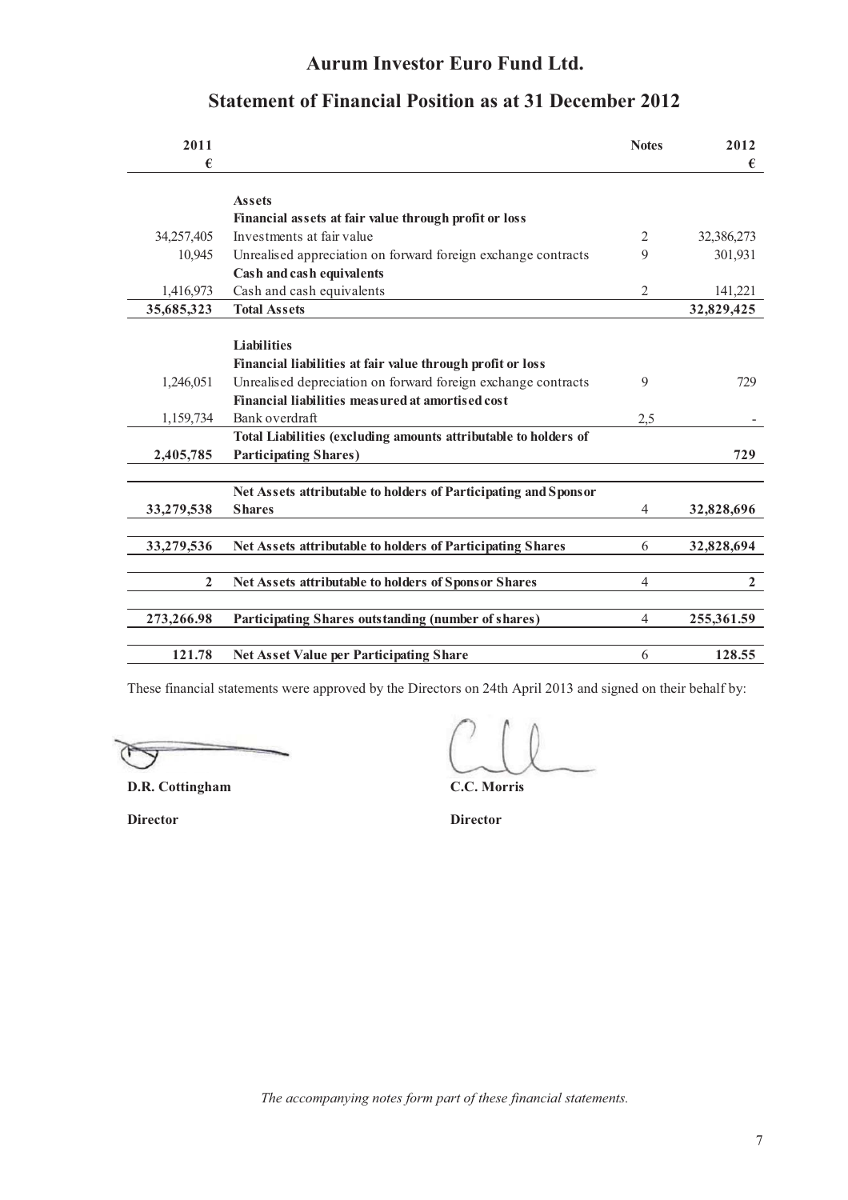# Aurum Investor Euro Fund Ltd.

## Statement of Financial Position as at 31 December 2012

| 2011 € | | Notes | 2012 € |
|---|---|---|---|
| | **Assets** | | |
| | **Financial assets at fair value through profit or loss** | | |
| 34,257,405 | Investments at fair value | 2 | 32,386,273 |
| 10,945 | Unrealised appreciation on forward foreign exchange contracts | 9 | 301,931 |
| | **Cash and cash equivalents** | | |
| 1,416,973 | Cash and cash equivalents | 2 | 141,221 |
| **35,685,323** | **Total Assets** | | **32,829,425** |
| | **Liabilities** | | |
| | **Financial liabilities at fair value through profit or loss** | | |
| 1,246,051 | Unrealised depreciation on forward foreign exchange contracts | 9 | 729 |
| | **Financial liabilities measured at amortised cost** | | |
| 1,159,734 | Bank overdraft | 2,5 | - |
| **2,405,785** | **Total Liabilities (excluding amounts attributable to holders of Participating Shares)** | | **729** |
| **33,279,538** | **Net Assets attributable to holders of Participating and Sponsor Shares** | 4 | **32,828,696** |
| **33,279,536** | **Net Assets attributable to holders of Participating Shares** | 6 | **32,828,694** |
| **2** | **Net Assets attributable to holders of Sponsor Shares** | 4 | **2** |
| **273,266.98** | **Participating Shares outstanding (number of shares)** | 4 | **255,361.59** |
| **121.78** | **Net Asset Value per Participating Share** | 6 | **128.55** |

These financial statements were approved by the Directors on 24th April 2013 and signed on their behalf by:

**D.R. Cottingham**
**Director**

**C.C. Morris**
**Director**

*The accompanying notes form part of these financial statements.*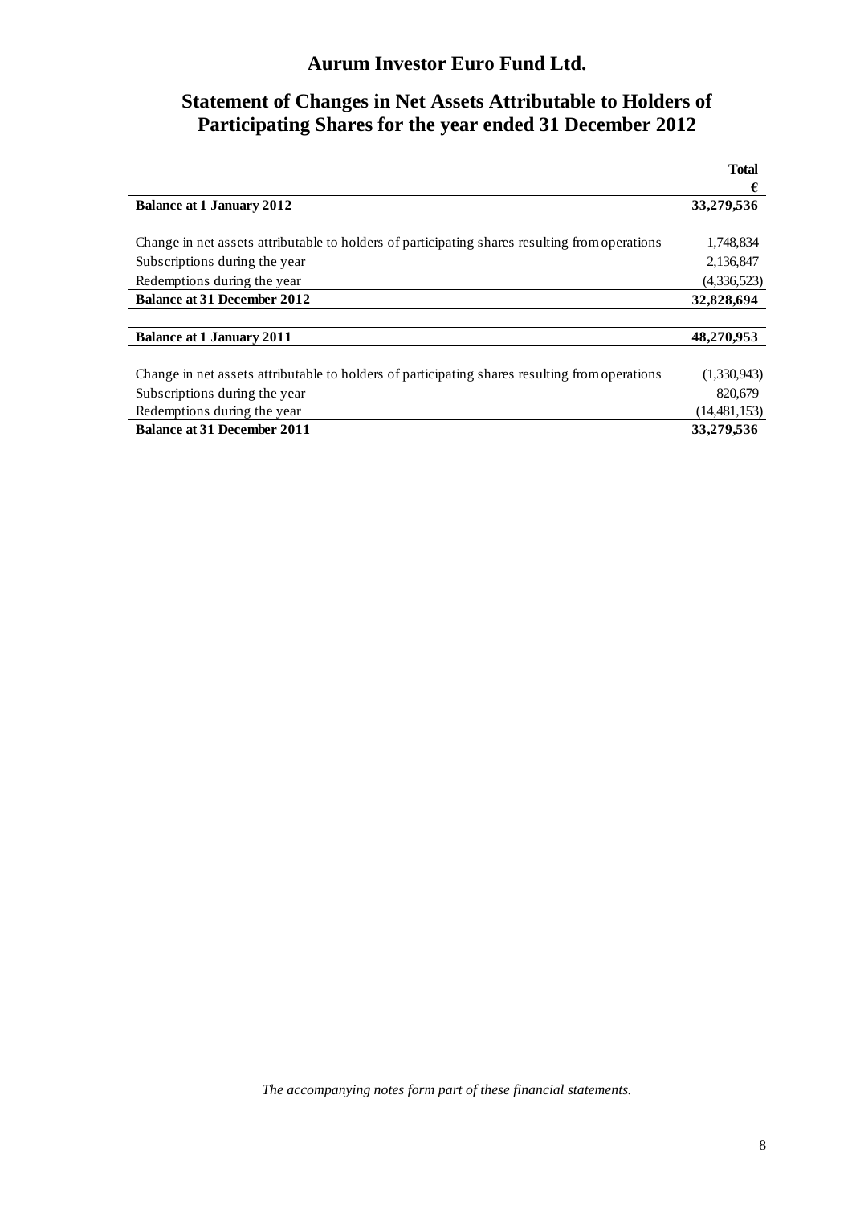# Aurum Investor Euro Fund Ltd.

## Statement of Changes in Net Assets Attributable to Holders of Participating Shares for the year ended 31 December 2012

| | Total |
|---|---|
| | € |
| **Balance at 1 January 2012** | **33,279,536** |
| | |
| Change in net assets attributable to holders of participating shares resulting from operations | 1,748,834 |
| Subscriptions during the year | 2,136,847 |
| Redemptions during the year | (4,336,523) |
| **Balance at 31 December 2012** | **32,828,694** |
| | |
| **Balance at 1 January 2011** | **48,270,953** |
| | |
| Change in net assets attributable to holders of participating shares resulting from operations | (1,330,943) |
| Subscriptions during the year | 820,679 |
| Redemptions during the year | (14,481,153) |
| **Balance at 31 December 2011** | **33,279,536** |

*The accompanying notes form part of these financial statements.*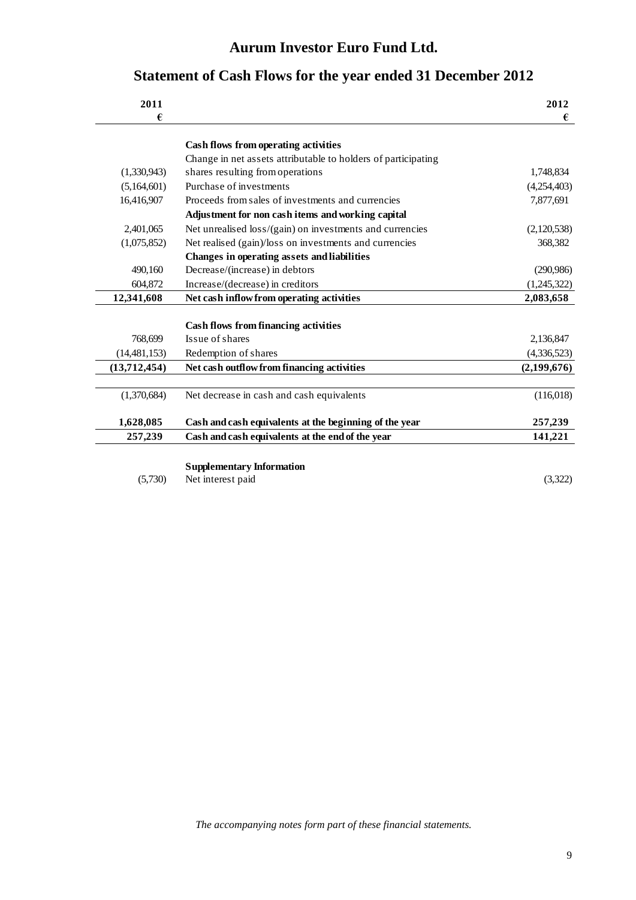# Aurum Investor Euro Fund Ltd.

## Statement of Cash Flows for the year ended 31 December 2012

| 2011 € | | 2012 € |
|---|---|---|
| | **Cash flows from operating activities** | |
| (1,330,943) | Change in net assets attributable to holders of participating shares resulting from operations | 1,748,834 |
| (5,164,601) | Purchase of investments | (4,254,403) |
| 16,416,907 | Proceeds from sales of investments and currencies | 7,877,691 |
| | **Adjustment for non cash items and working capital** | |
| 2,401,065 | Net unrealised loss/(gain) on investments and currencies | (2,120,538) |
| (1,075,852) | Net realised (gain)/loss on investments and currencies | 368,382 |
| | **Changes in operating assets and liabilities** | |
| 490,160 | Decrease/(increase) in debtors | (290,986) |
| 604,872 | Increase/(decrease) in creditors | (1,245,322) |
| **12,341,608** | **Net cash inflow from operating activities** | **2,083,658** |
| | **Cash flows from financing activities** | |
| 768,699 | Issue of shares | 2,136,847 |
| (14,481,153) | Redemption of shares | (4,336,523) |
| **(13,712,454)** | **Net cash outflow from financing activities** | **(2,199,676)** |
| (1,370,684) | Net decrease in cash and cash equivalents | (116,018) |
| **1,628,085** | **Cash and cash equivalents at the beginning of the year** | **257,239** |
| **257,239** | **Cash and cash equivalents at the end of the year** | **141,221** |
| | **Supplementary Information** | |
| (5,730) | Net interest paid | (3,322) |

*The accompanying notes form part of these financial statements.*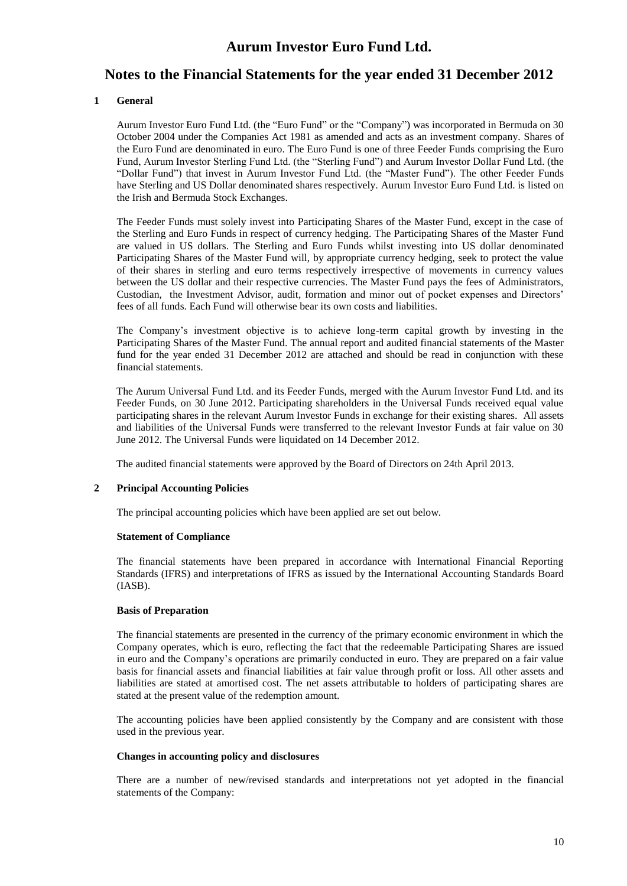# Aurum Investor Euro Fund Ltd.

## Notes to the Financial Statements for the year ended 31 December 2012

### 1 General

Aurum Investor Euro Fund Ltd. (the "Euro Fund" or the "Company") was incorporated in Bermuda on 30 October 2004 under the Companies Act 1981 as amended and acts as an investment company. Shares of the Euro Fund are denominated in euro. The Euro Fund is one of three Feeder Funds comprising the Euro Fund, Aurum Investor Sterling Fund Ltd. (the "Sterling Fund") and Aurum Investor Dollar Fund Ltd. (the "Dollar Fund") that invest in Aurum Investor Fund Ltd. (the "Master Fund"). The other Feeder Funds have Sterling and US Dollar denominated shares respectively. Aurum Investor Euro Fund Ltd. is listed on the Irish and Bermuda Stock Exchanges.

The Feeder Funds must solely invest into Participating Shares of the Master Fund, except in the case of the Sterling and Euro Funds in respect of currency hedging. The Participating Shares of the Master Fund are valued in US dollars. The Sterling and Euro Funds whilst investing into US dollar denominated Participating Shares of the Master Fund will, by appropriate currency hedging, seek to protect the value of their shares in sterling and euro terms respectively irrespective of movements in currency values between the US dollar and their respective currencies. The Master Fund pays the fees of Administrators, Custodian, the Investment Advisor, audit, formation and minor out of pocket expenses and Directors' fees of all funds. Each Fund will otherwise bear its own costs and liabilities.

The Company's investment objective is to achieve long-term capital growth by investing in the Participating Shares of the Master Fund. The annual report and audited financial statements of the Master fund for the year ended 31 December 2012 are attached and should be read in conjunction with these financial statements.

The Aurum Universal Fund Ltd. and its Feeder Funds, merged with the Aurum Investor Fund Ltd. and its Feeder Funds, on 30 June 2012. Participating shareholders in the Universal Funds received equal value participating shares in the relevant Aurum Investor Funds in exchange for their existing shares. All assets and liabilities of the Universal Funds were transferred to the relevant Investor Funds at fair value on 30 June 2012. The Universal Funds were liquidated on 14 December 2012.

The audited financial statements were approved by the Board of Directors on 24th April 2013.

### 2 Principal Accounting Policies

The principal accounting policies which have been applied are set out below.

**Statement of Compliance**

The financial statements have been prepared in accordance with International Financial Reporting Standards (IFRS) and interpretations of IFRS as issued by the International Accounting Standards Board (IASB).

**Basis of Preparation**

The financial statements are presented in the currency of the primary economic environment in which the Company operates, which is euro, reflecting the fact that the redeemable Participating Shares are issued in euro and the Company's operations are primarily conducted in euro. They are prepared on a fair value basis for financial assets and financial liabilities at fair value through profit or loss. All other assets and liabilities are stated at amortised cost. The net assets attributable to holders of participating shares are stated at the present value of the redemption amount.

The accounting policies have been applied consistently by the Company and are consistent with those used in the previous year.

**Changes in accounting policy and disclosures**

There are a number of new/revised standards and interpretations not yet adopted in the financial statements of the Company: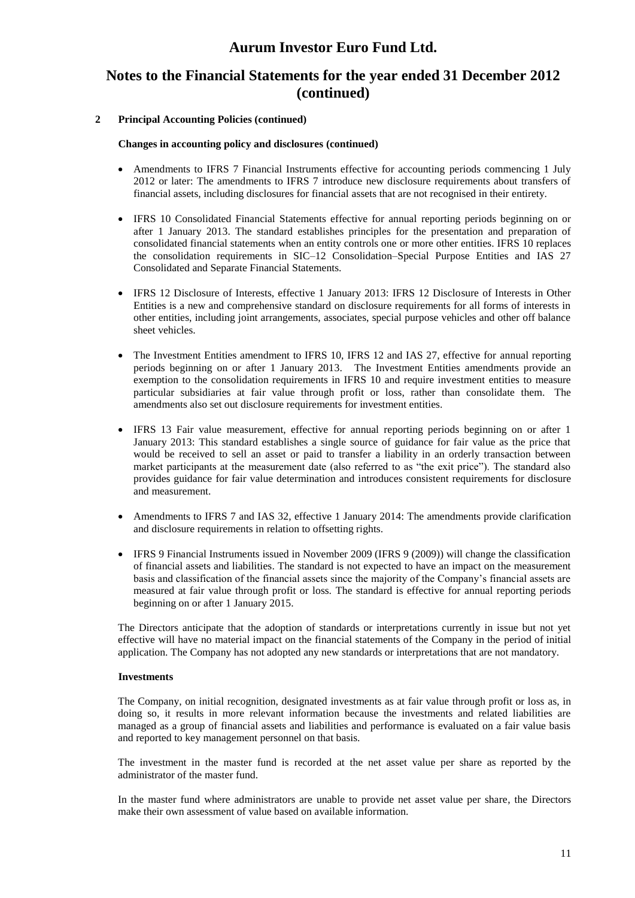# Aurum Investor Euro Fund Ltd.

## Notes to the Financial Statements for the year ended 31 December 2012 (continued)

**2 Principal Accounting Policies (continued)**

**Changes in accounting policy and disclosures (continued)**

- Amendments to IFRS 7 Financial Instruments effective for accounting periods commencing 1 July 2012 or later: The amendments to IFRS 7 introduce new disclosure requirements about transfers of financial assets, including disclosures for financial assets that are not recognised in their entirety.

- IFRS 10 Consolidated Financial Statements effective for annual reporting periods beginning on or after 1 January 2013. The standard establishes principles for the presentation and preparation of consolidated financial statements when an entity controls one or more other entities. IFRS 10 replaces the consolidation requirements in SIC–12 Consolidation–Special Purpose Entities and IAS 27 Consolidated and Separate Financial Statements.

- IFRS 12 Disclosure of Interests, effective 1 January 2013: IFRS 12 Disclosure of Interests in Other Entities is a new and comprehensive standard on disclosure requirements for all forms of interests in other entities, including joint arrangements, associates, special purpose vehicles and other off balance sheet vehicles.

- The Investment Entities amendment to IFRS 10, IFRS 12 and IAS 27, effective for annual reporting periods beginning on or after 1 January 2013. The Investment Entities amendments provide an exemption to the consolidation requirements in IFRS 10 and require investment entities to measure particular subsidiaries at fair value through profit or loss, rather than consolidate them. The amendments also set out disclosure requirements for investment entities.

- IFRS 13 Fair value measurement, effective for annual reporting periods beginning on or after 1 January 2013: This standard establishes a single source of guidance for fair value as the price that would be received to sell an asset or paid to transfer a liability in an orderly transaction between market participants at the measurement date (also referred to as "the exit price"). The standard also provides guidance for fair value determination and introduces consistent requirements for disclosure and measurement.

- Amendments to IFRS 7 and IAS 32, effective 1 January 2014: The amendments provide clarification and disclosure requirements in relation to offsetting rights.

- IFRS 9 Financial Instruments issued in November 2009 (IFRS 9 (2009)) will change the classification of financial assets and liabilities. The standard is not expected to have an impact on the measurement basis and classification of the financial assets since the majority of the Company's financial assets are measured at fair value through profit or loss. The standard is effective for annual reporting periods beginning on or after 1 January 2015.

The Directors anticipate that the adoption of standards or interpretations currently in issue but not yet effective will have no material impact on the financial statements of the Company in the period of initial application. The Company has not adopted any new standards or interpretations that are not mandatory.

**Investments**

The Company, on initial recognition, designated investments as at fair value through profit or loss as, in doing so, it results in more relevant information because the investments and related liabilities are managed as a group of financial assets and liabilities and performance is evaluated on a fair value basis and reported to key management personnel on that basis.

The investment in the master fund is recorded at the net asset value per share as reported by the administrator of the master fund.

In the master fund where administrators are unable to provide net asset value per share, the Directors make their own assessment of value based on available information.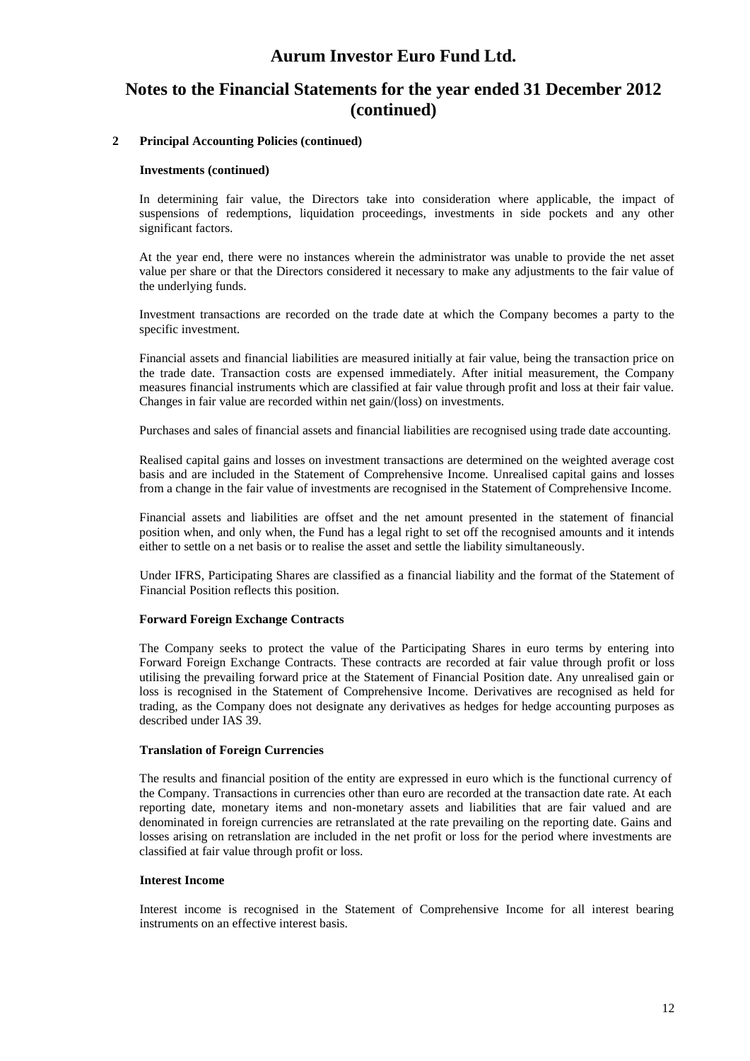## 2 Principal Accounting Policies (continued)

### Investments (continued)

In determining fair value, the Directors take into consideration where applicable, the impact of suspensions of redemptions, liquidation proceedings, investments in side pockets and any other significant factors.

At the year end, there were no instances wherein the administrator was unable to provide the net asset value per share or that the Directors considered it necessary to make any adjustments to the fair value of the underlying funds.

Investment transactions are recorded on the trade date at which the Company becomes a party to the specific investment.

Financial assets and financial liabilities are measured initially at fair value, being the transaction price on the trade date. Transaction costs are expensed immediately. After initial measurement, the Company measures financial instruments which are classified at fair value through profit and loss at their fair value. Changes in fair value are recorded within net gain/(loss) on investments.

Purchases and sales of financial assets and financial liabilities are recognised using trade date accounting.

Realised capital gains and losses on investment transactions are determined on the weighted average cost basis and are included in the Statement of Comprehensive Income. Unrealised capital gains and losses from a change in the fair value of investments are recognised in the Statement of Comprehensive Income.

Financial assets and liabilities are offset and the net amount presented in the statement of financial position when, and only when, the Fund has a legal right to set off the recognised amounts and it intends either to settle on a net basis or to realise the asset and settle the liability simultaneously.

Under IFRS, Participating Shares are classified as a financial liability and the format of the Statement of Financial Position reflects this position.

### Forward Foreign Exchange Contracts

The Company seeks to protect the value of the Participating Shares in euro terms by entering into Forward Foreign Exchange Contracts. These contracts are recorded at fair value through profit or loss utilising the prevailing forward price at the Statement of Financial Position date. Any unrealised gain or loss is recognised in the Statement of Comprehensive Income. Derivatives are recognised as held for trading, as the Company does not designate any derivatives as hedges for hedge accounting purposes as described under IAS 39.

### Translation of Foreign Currencies

The results and financial position of the entity are expressed in euro which is the functional currency of the Company. Transactions in currencies other than euro are recorded at the transaction date rate. At each reporting date, monetary items and non-monetary assets and liabilities that are fair valued and are denominated in foreign currencies are retranslated at the rate prevailing on the reporting date. Gains and losses arising on retranslation are included in the net profit or loss for the period where investments are classified at fair value through profit or loss.

### Interest Income

Interest income is recognised in the Statement of Comprehensive Income for all interest bearing instruments on an effective interest basis.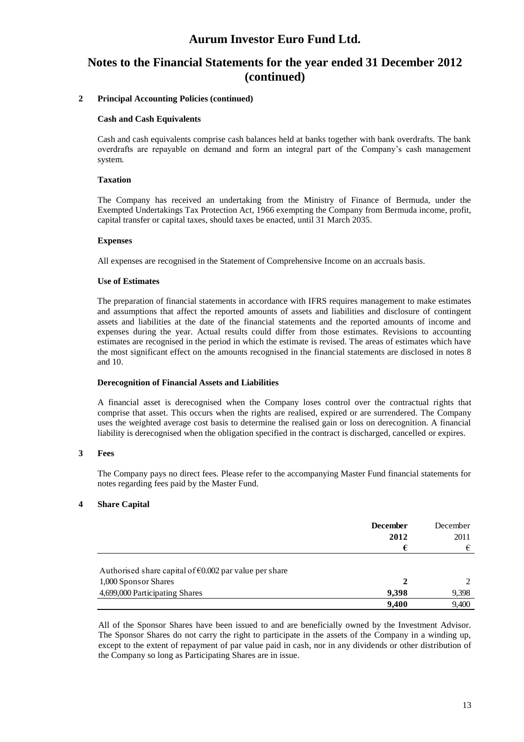# Aurum Investor Euro Fund Ltd.

## Notes to the Financial Statements for the year ended 31 December 2012 (continued)

### 2 Principal Accounting Policies (continued)

**Cash and Cash Equivalents**

Cash and cash equivalents comprise cash balances held at banks together with bank overdrafts. The bank overdrafts are repayable on demand and form an integral part of the Company's cash management system.

**Taxation**

The Company has received an undertaking from the Ministry of Finance of Bermuda, under the Exempted Undertakings Tax Protection Act, 1966 exempting the Company from Bermuda income, profit, capital transfer or capital taxes, should taxes be enacted, until 31 March 2035.

**Expenses**

All expenses are recognised in the Statement of Comprehensive Income on an accruals basis.

**Use of Estimates**

The preparation of financial statements in accordance with IFRS requires management to make estimates and assumptions that affect the reported amounts of assets and liabilities and disclosure of contingent assets and liabilities at the date of the financial statements and the reported amounts of income and expenses during the year. Actual results could differ from those estimates. Revisions to accounting estimates are recognised in the period in which the estimate is revised. The areas of estimates which have the most significant effect on the amounts recognised in the financial statements are disclosed in notes 8 and 10.

**Derecognition of Financial Assets and Liabilities**

A financial asset is derecognised when the Company loses control over the contractual rights that comprise that asset. This occurs when the rights are realised, expired or are surrendered. The Company uses the weighted average cost basis to determine the realised gain or loss on derecognition. A financial liability is derecognised when the obligation specified in the contract is discharged, cancelled or expires.

### 3 Fees

The Company pays no direct fees. Please refer to the accompanying Master Fund financial statements for notes regarding fees paid by the Master Fund.

### 4 Share Capital

| | **December 2012** | December 2011 |
|---|---|---|
| | **€** | € |
| Authorised share capital of €0.002 par value per share | | |
| 1,000 Sponsor Shares | **2** | 2 |
| 4,699,000 Participating Shares | **9,398** | 9,398 |
| | **9,400** | 9,400 |

All of the Sponsor Shares have been issued to and are beneficially owned by the Investment Advisor. The Sponsor Shares do not carry the right to participate in the assets of the Company in a winding up, except to the extent of repayment of par value paid in cash, nor in any dividends or other distribution of the Company so long as Participating Shares are in issue.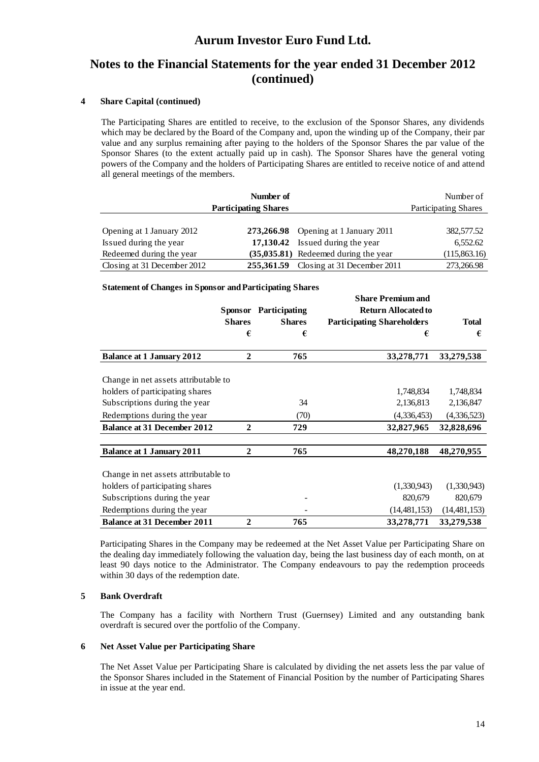# Aurum Investor Euro Fund Ltd.

## Notes to the Financial Statements for the year ended 31 December 2012 (continued)

### 4 Share Capital (continued)

The Participating Shares are entitled to receive, to the exclusion of the Sponsor Shares, any dividends which may be declared by the Board of the Company and, upon the winding up of the Company, their par value and any surplus remaining after paying to the holders of the Sponsor Shares the par value of the Sponsor Shares (to the extent actually paid up in cash). The Sponsor Shares have the general voting powers of the Company and the holders of Participating Shares are entitled to receive notice of and attend all general meetings of the members.

| | **Number of Participating Shares** | | Number of Participating Shares |
|---|---|---|---|
| Opening at 1 January 2012 | **273,266.98** | Opening at 1 January 2011 | 382,577.52 |
| Issued during the year | **17,130.42** | Issued during the year | 6,552.62 |
| Redeemed during the year | **(35,035.81)** | Redeemed during the year | (115,863.16) |
| Closing at 31 December 2012 | **255,361.59** | Closing at 31 December 2011 | 273,266.98 |

**Statement of Changes in Sponsor and Participating Shares**

| | **Sponsor Shares** | **Participating Shares** | **Share Premium and Return Allocated to Participating Shareholders** | **Total** |
|---|---|---|---|---|
| | **€** | **€** | **€** | **€** |
| **Balance at 1 January 2012** | **2** | **765** | **33,278,771** | **33,279,538** |
| Change in net assets attributable to holders of participating shares | | | 1,748,834 | 1,748,834 |
| Subscriptions during the year | | 34 | 2,136,813 | 2,136,847 |
| Redemptions during the year | | (70) | (4,336,453) | (4,336,523) |
| **Balance at 31 December 2012** | **2** | **729** | **32,827,965** | **32,828,696** |
| **Balance at 1 January 2011** | **2** | **765** | **48,270,188** | **48,270,955** |
| Change in net assets attributable to holders of participating shares | | | (1,330,943) | (1,330,943) |
| Subscriptions during the year | | - | 820,679 | 820,679 |
| Redemptions during the year | | - | (14,481,153) | (14,481,153) |
| **Balance at 31 December 2011** | **2** | **765** | **33,278,771** | **33,279,538** |

Participating Shares in the Company may be redeemed at the Net Asset Value per Participating Share on the dealing day immediately following the valuation day, being the last business day of each month, on at least 90 days notice to the Administrator. The Company endeavours to pay the redemption proceeds within 30 days of the redemption date.

### 5 Bank Overdraft

The Company has a facility with Northern Trust (Guernsey) Limited and any outstanding bank overdraft is secured over the portfolio of the Company.

### 6 Net Asset Value per Participating Share

The Net Asset Value per Participating Share is calculated by dividing the net assets less the par value of the Sponsor Shares included in the Statement of Financial Position by the number of Participating Shares in issue at the year end.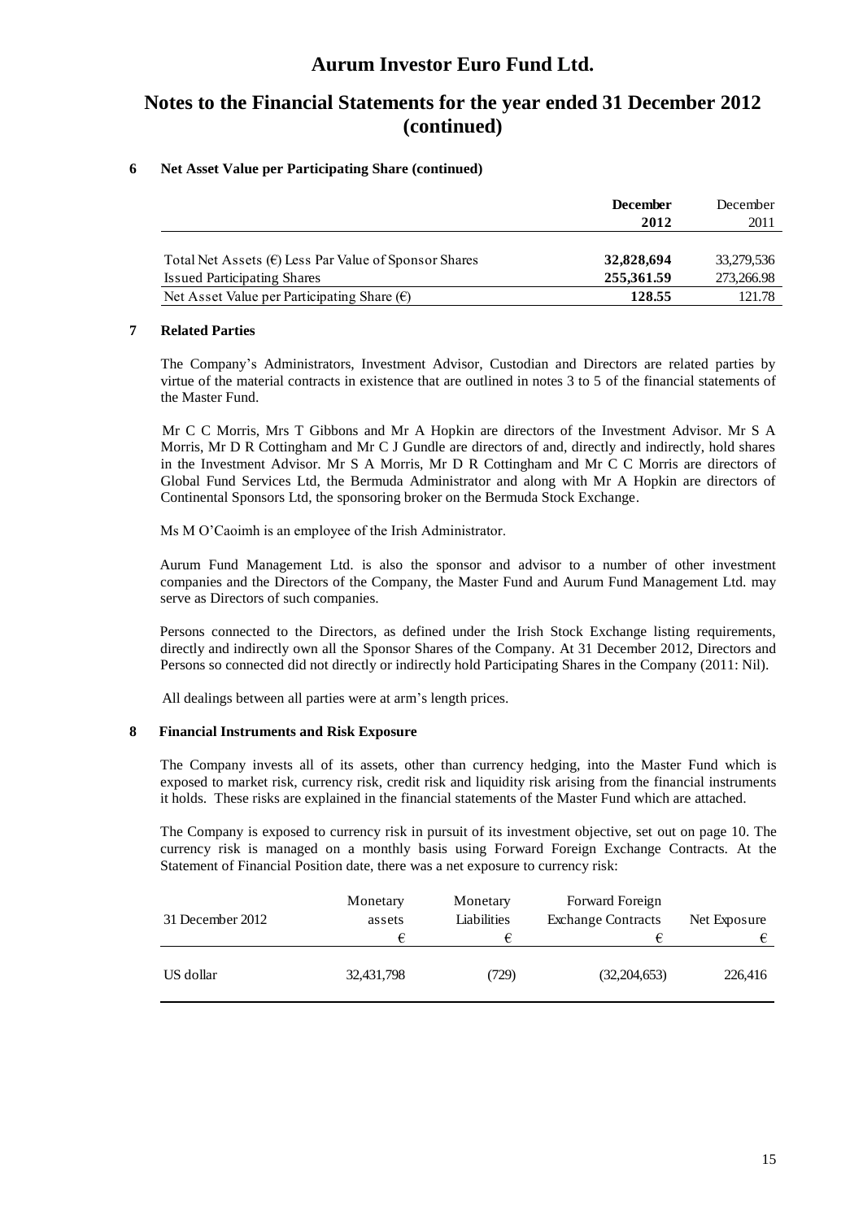# Aurum Investor Euro Fund Ltd.

## Notes to the Financial Statements for the year ended 31 December 2012 (continued)

### 6 Net Asset Value per Participating Share (continued)

| | **December 2012** | December 2011 |
|---|---|---|
| Total Net Assets (€) Less Par Value of Sponsor Shares | **32,828,694** | 33,279,536 |
| Issued Participating Shares | **255,361.59** | 273,266.98 |
| Net Asset Value per Participating Share (€) | **128.55** | 121.78 |

### 7 Related Parties

The Company's Administrators, Investment Advisor, Custodian and Directors are related parties by virtue of the material contracts in existence that are outlined in notes 3 to 5 of the financial statements of the Master Fund.

Mr C C Morris, Mrs T Gibbons and Mr A Hopkin are directors of the Investment Advisor. Mr S A Morris, Mr D R Cottingham and Mr C J Gundle are directors of and, directly and indirectly, hold shares in the Investment Advisor. Mr S A Morris, Mr D R Cottingham and Mr C C Morris are directors of Global Fund Services Ltd, the Bermuda Administrator and along with Mr A Hopkin are directors of Continental Sponsors Ltd, the sponsoring broker on the Bermuda Stock Exchange.

Ms M O'Caoimh is an employee of the Irish Administrator.

Aurum Fund Management Ltd. is also the sponsor and advisor to a number of other investment companies and the Directors of the Company, the Master Fund and Aurum Fund Management Ltd. may serve as Directors of such companies.

Persons connected to the Directors, as defined under the Irish Stock Exchange listing requirements, directly and indirectly own all the Sponsor Shares of the Company. At 31 December 2012, Directors and Persons so connected did not directly or indirectly hold Participating Shares in the Company (2011: Nil).

All dealings between all parties were at arm's length prices.

### 8 Financial Instruments and Risk Exposure

The Company invests all of its assets, other than currency hedging, into the Master Fund which is exposed to market risk, currency risk, credit risk and liquidity risk arising from the financial instruments it holds. These risks are explained in the financial statements of the Master Fund which are attached.

The Company is exposed to currency risk in pursuit of its investment objective, set out on page 10. The currency risk is managed on a monthly basis using Forward Foreign Exchange Contracts. At the Statement of Financial Position date, there was a net exposure to currency risk:

| 31 December 2012 | Monetary assets € | Monetary Liabilities € | Forward Foreign Exchange Contracts € | Net Exposure € |
|---|---|---|---|---|
| US dollar | 32,431,798 | (729) | (32,204,653) | 226,416 |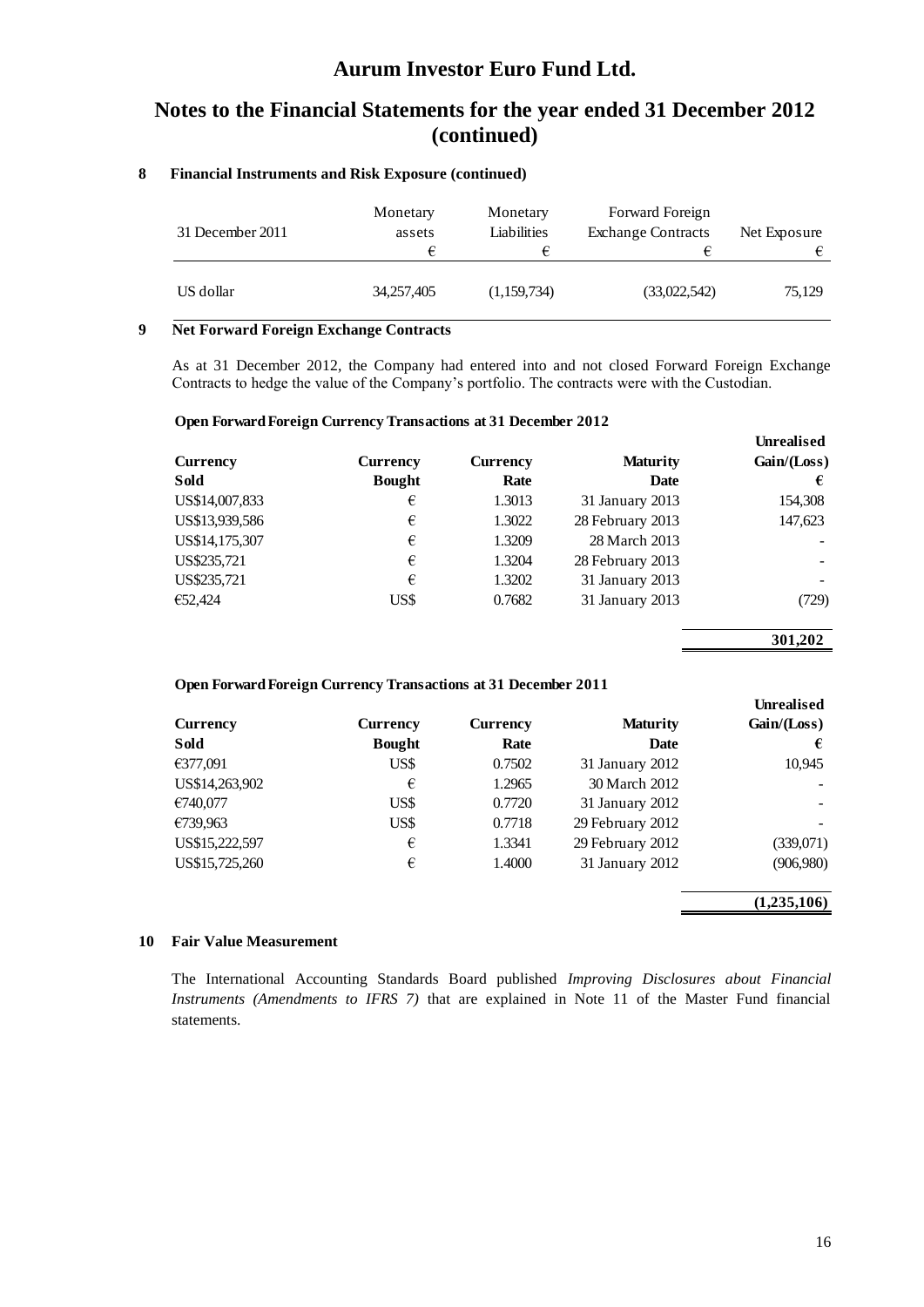# Aurum Investor Euro Fund Ltd.

## Notes to the Financial Statements for the year ended 31 December 2012 (continued)

### 8 Financial Instruments and Risk Exposure (continued)

| 31 December 2011 | Monetary assets € | Monetary Liabilities € | Forward Foreign Exchange Contracts € | Net Exposure € |
|---|---|---|---|---|
| US dollar | 34,257,405 | (1,159,734) | (33,022,542) | 75,129 |

### 9 Net Forward Foreign Exchange Contracts

As at 31 December 2012, the Company had entered into and not closed Forward Foreign Exchange Contracts to hedge the value of the Company's portfolio. The contracts were with the Custodian.

**Open Forward Foreign Currency Transactions at 31 December 2012**

| Currency Sold | Currency Bought | Currency Rate | Maturity Date | Unrealised Gain/(Loss) € |
|---|---|---|---|---|
| US$14,007,833 | € | 1.3013 | 31 January 2013 | 154,308 |
| US$13,939,586 | € | 1.3022 | 28 February 2013 | 147,623 |
| US$14,175,307 | € | 1.3209 | 28 March 2013 | - |
| US$235,721 | € | 1.3204 | 28 February 2013 | - |
| US$235,721 | € | 1.3202 | 31 January 2013 | - |
| €52,424 | US$ | 0.7682 | 31 January 2013 | (729) |
| | | | | **301,202** |

**Open Forward Foreign Currency Transactions at 31 December 2011**

| Currency Sold | Currency Bought | Currency Rate | Maturity Date | Unrealised Gain/(Loss) € |
|---|---|---|---|---|
| €377,091 | US$ | 0.7502 | 31 January 2012 | 10,945 |
| US$14,263,902 | € | 1.2965 | 30 March 2012 | - |
| €740,077 | US$ | 0.7720 | 31 January 2012 | - |
| €739,963 | US$ | 0.7718 | 29 February 2012 | - |
| US$15,222,597 | € | 1.3341 | 29 February 2012 | (339,071) |
| US$15,725,260 | € | 1.4000 | 31 January 2012 | (906,980) |
| | | | | **(1,235,106)** |

### 10 Fair Value Measurement

The International Accounting Standards Board published *Improving Disclosures about Financial Instruments (Amendments to IFRS 7)* that are explained in Note 11 of the Master Fund financial statements.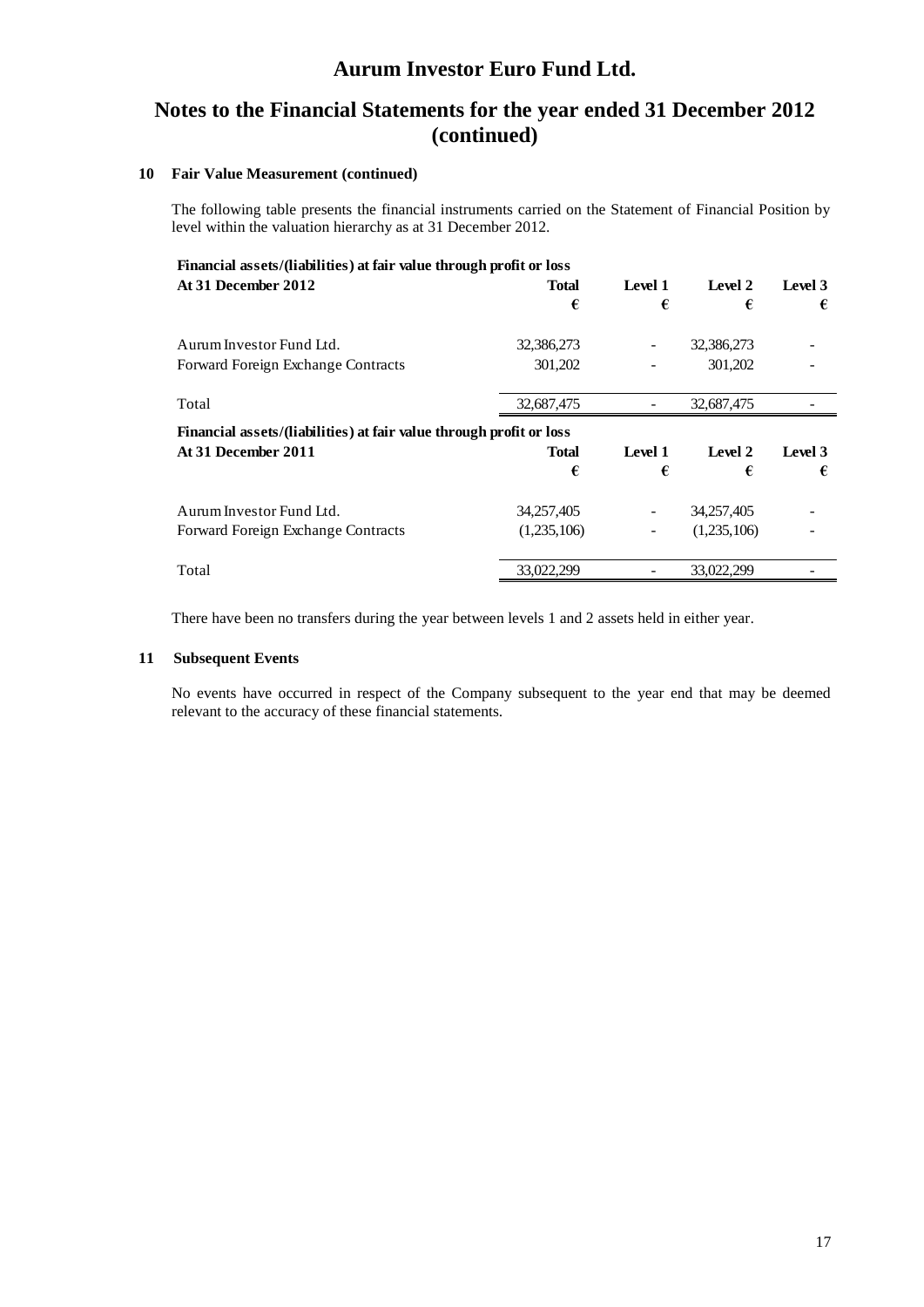# Aurum Investor Euro Fund Ltd.

## Notes to the Financial Statements for the year ended 31 December 2012 (continued)

### 10 Fair Value Measurement (continued)

The following table presents the financial instruments carried on the Statement of Financial Position by level within the valuation hierarchy as at 31 December 2012.

| Financial assets/(liabilities) at fair value through profit or loss<br>At 31 December 2012 | Total<br>€ | Level 1<br>€ | Level 2<br>€ | Level 3<br>€ |
|---|---|---|---|---|
| Aurum Investor Fund Ltd. | 32,386,273 | - | 32,386,273 | - |
| Forward Foreign Exchange Contracts | 301,202 | - | 301,202 | - |
| Total | 32,687,475 | - | 32,687,475 | - |

| Financial assets/(liabilities) at fair value through profit or loss<br>At 31 December 2011 | Total<br>€ | Level 1<br>€ | Level 2<br>€ | Level 3<br>€ |
|---|---|---|---|---|
| Aurum Investor Fund Ltd. | 34,257,405 | - | 34,257,405 | - |
| Forward Foreign Exchange Contracts | (1,235,106) | - | (1,235,106) | - |
| Total | 33,022,299 | - | 33,022,299 | - |

There have been no transfers during the year between levels 1 and 2 assets held in either year.

### 11 Subsequent Events

No events have occurred in respect of the Company subsequent to the year end that may be deemed relevant to the accuracy of these financial statements.